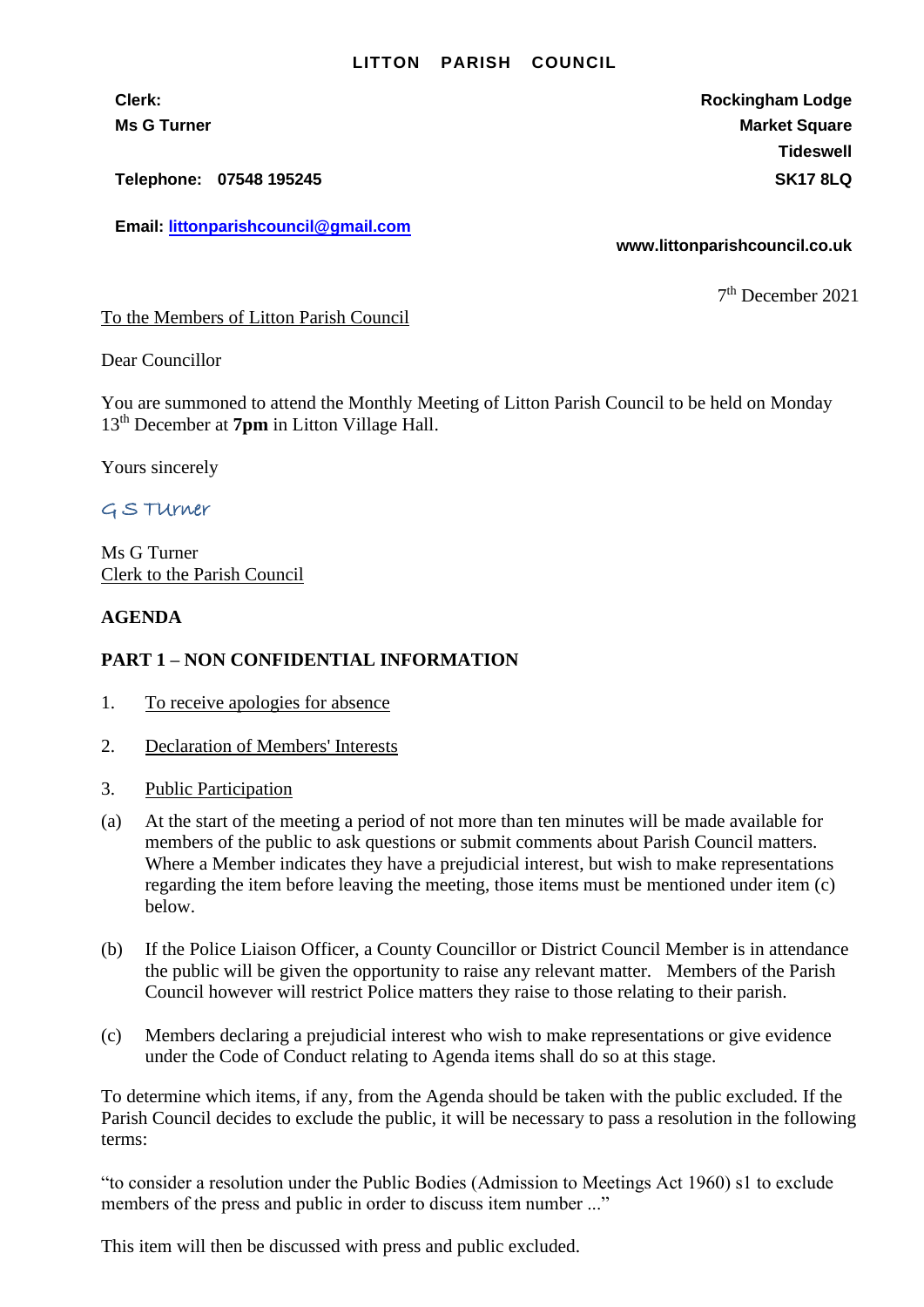# LITTON PARISH COUNCIL

**Clerk:**
**Ms G Turner**

**Telephone: 07548 195245**

**Email: littonparishcouncil@gmail.com**

**Rockingham Lodge**
**Market Square**
**Tideswell**
**SK17 8LQ**

**www.littonparishcouncil.co.uk**

7th December 2021

To the Members of Litton Parish Council

Dear Councillor

You are summoned to attend the Monthly Meeting of Litton Parish Council to be held on Monday 13th December at **7pm** in Litton Village Hall.

Yours sincerely

G S Turner

Ms G Turner
Clerk to the Parish Council

**AGENDA**

**PART 1 – NON CONFIDENTIAL INFORMATION**

1. To receive apologies for absence

2. Declaration of Members' Interests

3. Public Participation

(a) At the start of the meeting a period of not more than ten minutes will be made available for members of the public to ask questions or submit comments about Parish Council matters. Where a Member indicates they have a prejudicial interest, but wish to make representations regarding the item before leaving the meeting, those items must be mentioned under item (c) below.

(b) If the Police Liaison Officer, a County Councillor or District Council Member is in attendance the public will be given the opportunity to raise any relevant matter. Members of the Parish Council however will restrict Police matters they raise to those relating to their parish.

(c) Members declaring a prejudicial interest who wish to make representations or give evidence under the Code of Conduct relating to Agenda items shall do so at this stage.

To determine which items, if any, from the Agenda should be taken with the public excluded. If the Parish Council decides to exclude the public, it will be necessary to pass a resolution in the following terms:

"to consider a resolution under the Public Bodies (Admission to Meetings Act 1960) s1 to exclude members of the press and public in order to discuss item number ..."

This item will then be discussed with press and public excluded.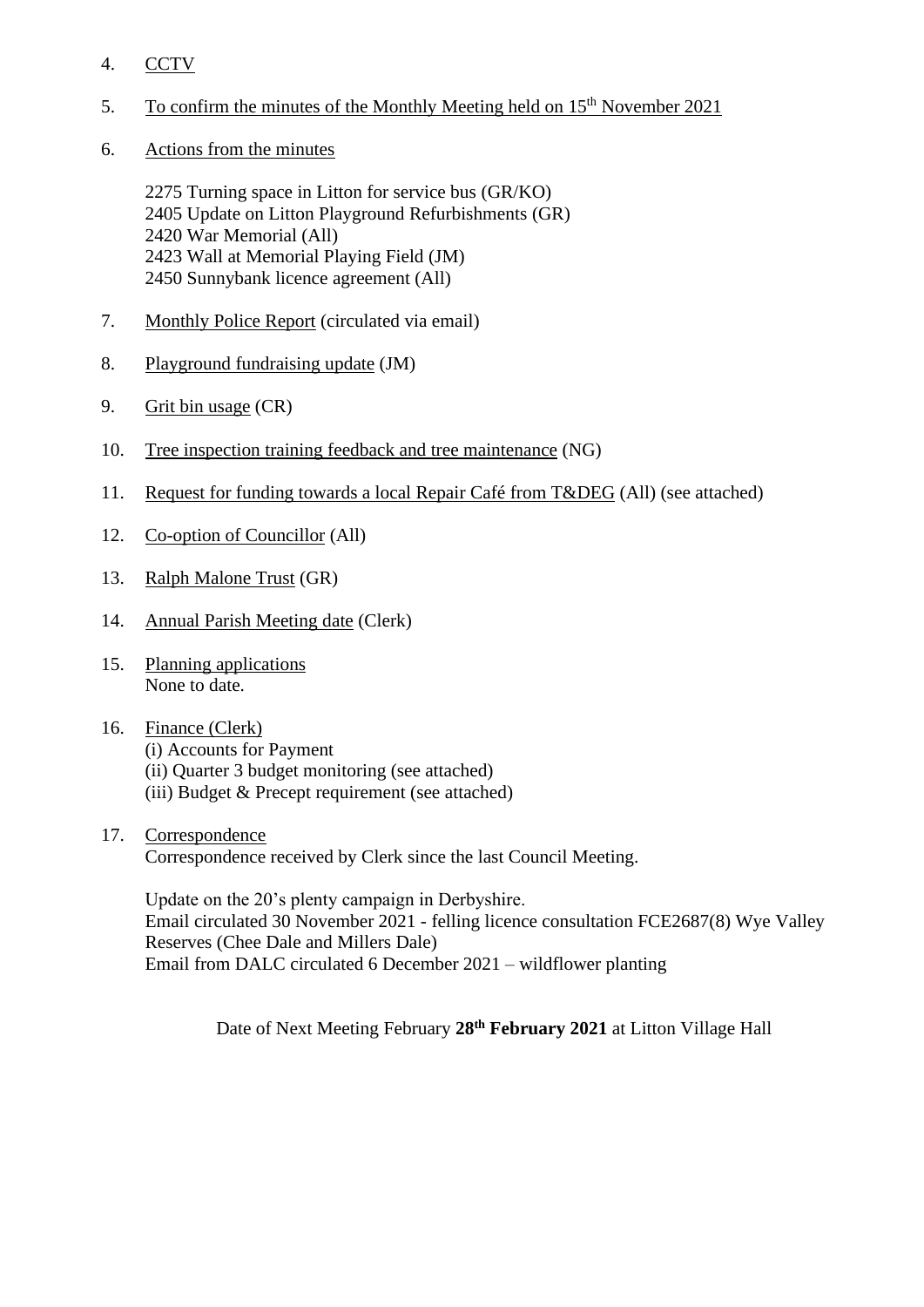4. CCTV

5. To confirm the minutes of the Monthly Meeting held on 15th November 2021

6. Actions from the minutes

   2275 Turning space in Litton for service bus (GR/KO)
   2405 Update on Litton Playground Refurbishments (GR)
   2420 War Memorial (All)
   2423 Wall at Memorial Playing Field (JM)
   2450 Sunnybank licence agreement (All)

7. Monthly Police Report (circulated via email)

8. Playground fundraising update (JM)

9. Grit bin usage (CR)

10. Tree inspection training feedback and tree maintenance (NG)

11. Request for funding towards a local Repair Café from T&DEG (All) (see attached)

12. Co-option of Councillor (All)

13. Ralph Malone Trust (GR)

14. Annual Parish Meeting date (Clerk)

15. Planning applications
    None to date.

16. Finance (Clerk)
    (i) Accounts for Payment
    (ii) Quarter 3 budget monitoring (see attached)
    (iii) Budget & Precept requirement (see attached)

17. Correspondence
    Correspondence received by Clerk since the last Council Meeting.

    Update on the 20's plenty campaign in Derbyshire.
    Email circulated 30 November 2021 - felling licence consultation FCE2687(8) Wye Valley Reserves (Chee Dale and Millers Dale)
    Email from DALC circulated 6 December 2021 – wildflower planting

Date of Next Meeting February **28th February 2021** at Litton Village Hall